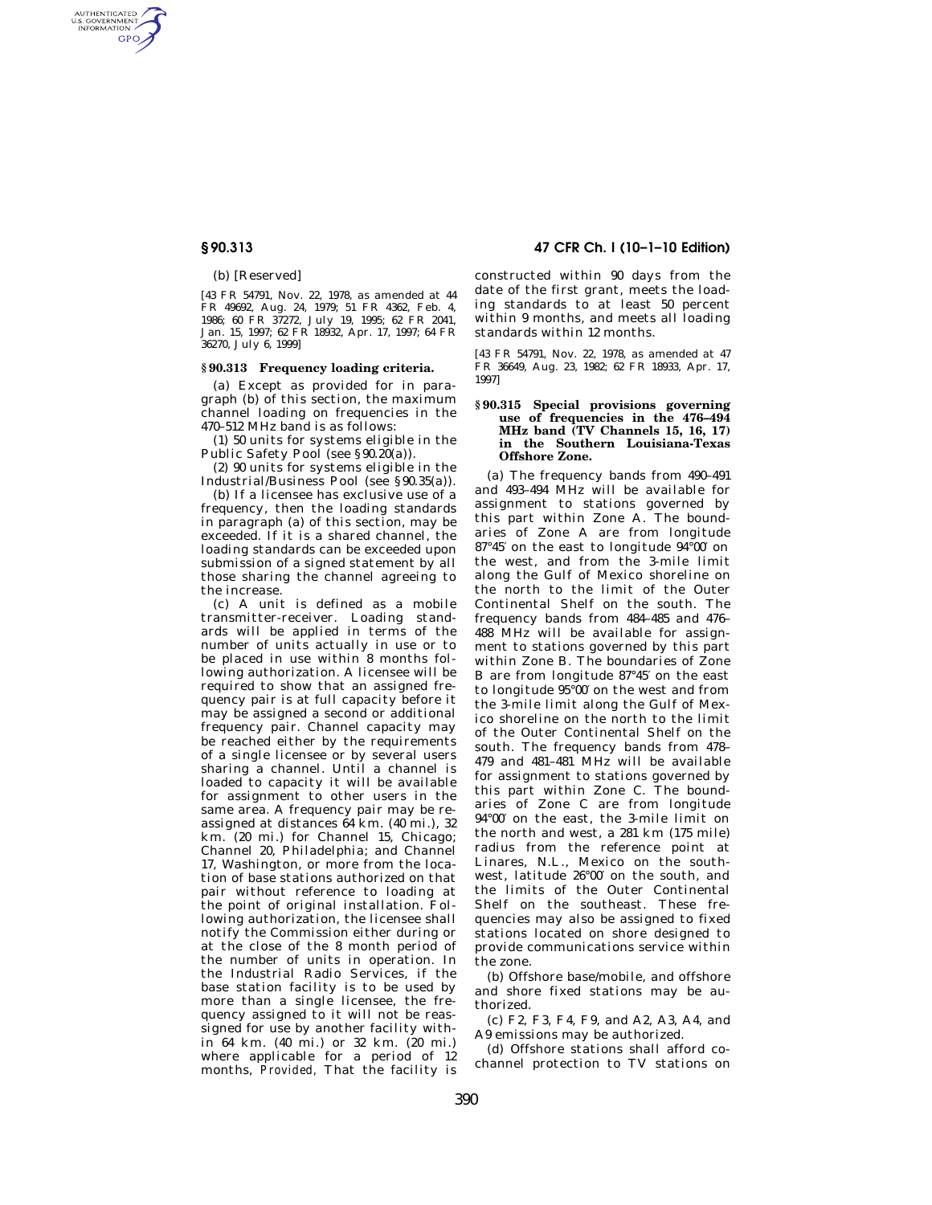(b) [Reserved]

[43 FR 54791, Nov. 22, 1978, as amended at 44 FR 49692, Aug. 24, 1979; 51 FR 4362, Feb. 4, 1986; 60 FR 37272, July 19, 1995; 62 FR 2041, Jan. 15, 1997; 62 FR 18932, Apr. 17, 1997; 64 FR 36270, July 6, 1999]

## § 90.313 Frequency loading criteria.

(a) Except as provided for in paragraph (b) of this section, the maximum channel loading on frequencies in the 470–512 MHz band is as follows:

(1) 50 units for systems eligible in the Public Safety Pool (see § 90.20(a)).

(2) 90 units for systems eligible in the Industrial/Business Pool (see § 90.35(a)).

(b) If a licensee has exclusive use of a frequency, then the loading standards in paragraph (a) of this section, may be exceeded. If it is a shared channel, the loading standards can be exceeded upon submission of a signed statement by all those sharing the channel agreeing to the increase.

(c) A unit is defined as a mobile transmitter-receiver. Loading standards will be applied in terms of the number of units actually in use or to be placed in use within 8 months following authorization. A licensee will be required to show that an assigned frequency pair is at full capacity before it may be assigned a second or additional frequency pair. Channel capacity may be reached either by the requirements of a single licensee or by several users sharing a channel. Until a channel is loaded to capacity it will be available for assignment to other users in the same area. A frequency pair may be reassigned at distances 64 km. (40 mi.), 32 km. (20 mi.) for Channel 15, Chicago; Channel 20, Philadelphia; and Channel 17, Washington, or more from the location of base stations authorized on that pair without reference to loading at the point of original installation. Following authorization, the licensee shall notify the Commission either during or at the close of the 8 month period of the number of units in operation. In the Industrial Radio Services, if the base station facility is to be used by more than a single licensee, the frequency assigned to it will not be reassigned for use by another facility within 64 km. (40 mi.) or 32 km. (20 mi.) where applicable for a period of 12 months, *Provided*, That the facility is constructed within 90 days from the date of the first grant, meets the loading standards to at least 50 percent within 9 months, and meets all loading standards within 12 months.

[43 FR 54791, Nov. 22, 1978, as amended at 47 FR 36649, Aug. 23, 1982; 62 FR 18933, Apr. 17, 1997]

## § 90.315 Special provisions governing use of frequencies in the 476–494 MHz band (TV Channels 15, 16, 17) in the Southern Louisiana-Texas Offshore Zone.

(a) The frequency bands from 490–491 and 493–494 MHz will be available for assignment to stations governed by this part within Zone A. The boundaries of Zone A are from longitude 87°45′ on the east to longitude 94°00′ on the west, and from the 3-mile limit along the Gulf of Mexico shoreline on the north to the limit of the Outer Continental Shelf on the south. The frequency bands from 484–485 and 476–488 MHz will be available for assignment to stations governed by this part within Zone B. The boundaries of Zone B are from longitude 87°45′ on the east to longitude 95°00′ on the west and from the 3-mile limit along the Gulf of Mexico shoreline on the north to the limit of the Outer Continental Shelf on the south. The frequency bands from 478–479 and 481–481 MHz will be available for assignment to stations governed by this part within Zone C. The boundaries of Zone C are from longitude 94°00′ on the east, the 3-mile limit on the north and west, a 281 km (175 mile) radius from the reference point at Linares, N.L., Mexico on the southwest, latitude 26°00′ on the south, and the limits of the Outer Continental Shelf on the southeast. These frequencies may also be assigned to fixed stations located on shore designed to provide communications service within the zone.

(b) Offshore base/mobile, and offshore and shore fixed stations may be authorized.

(c) F2, F3, F4, F9, and A2, A3, A4, and A9 emissions may be authorized.

(d) Offshore stations shall afford co-channel protection to TV stations on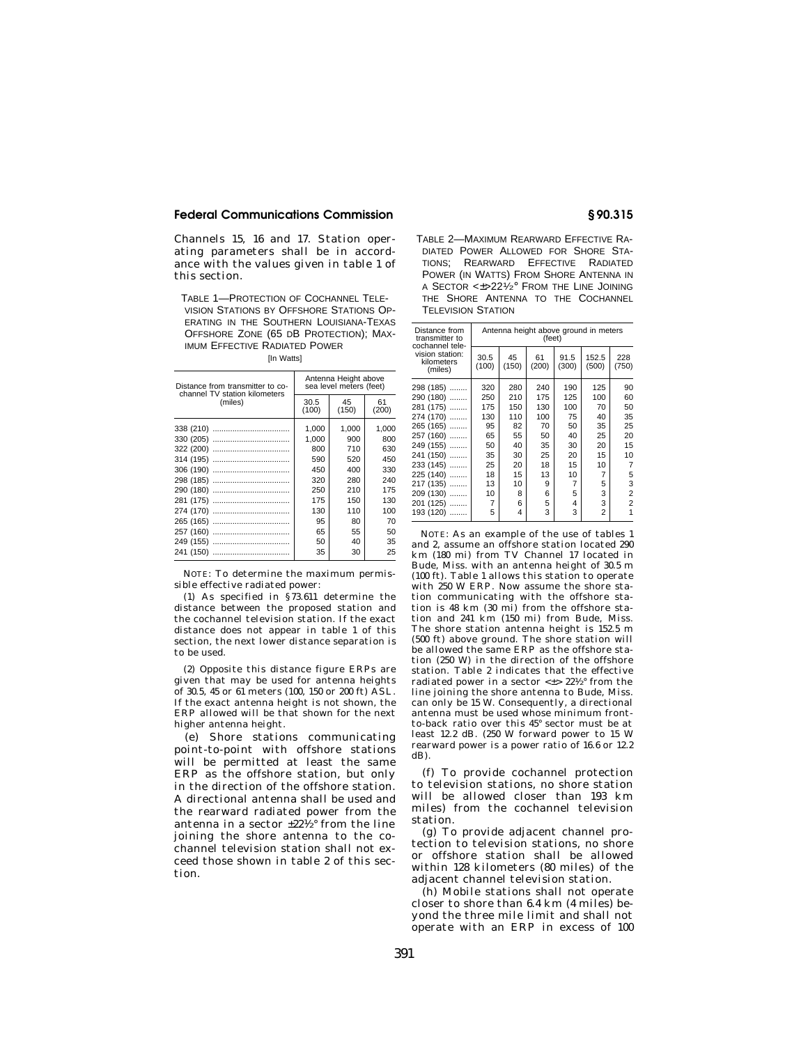Channels 15, 16 and 17. Station operating parameters shall be in accordance with the values given in table 1 of this section.

TABLE 1—PROTECTION OF COCHANNEL TELEVISION STATIONS BY OFFSHORE STATIONS OPERATING IN THE SOUTHERN LOUISIANA-TEXAS OFFSHORE ZONE (65 DB PROTECTION); MAXIMUM EFFECTIVE RADIATED POWER

[In Watts]

| Distance from transmitter to cochannel TV station kilometers (miles) | Antenna Height above sea level meters (feet) | | |
|---|---|---|---|
| | 30.5 (100) | 45 (150) | 61 (200) |
| 338 (210) | 1,000 | 1,000 | 1,000 |
| 330 (205) | 1,000 | 900 | 800 |
| 322 (200) | 800 | 710 | 630 |
| 314 (195) | 590 | 520 | 450 |
| 306 (190) | 450 | 400 | 330 |
| 298 (185) | 320 | 280 | 240 |
| 290 (180) | 250 | 210 | 175 |
| 281 (175) | 175 | 150 | 130 |
| 274 (170) | 130 | 110 | 100 |
| 265 (165) | 95 | 80 | 70 |
| 257 (160) | 65 | 55 | 50 |
| 249 (155) | 50 | 40 | 35 |
| 241 (150) | 35 | 30 | 25 |

NOTE: To determine the maximum permissible effective radiated power:

(1) As specified in §73.611 determine the distance between the proposed station and the cochannel television station. If the exact distance does not appear in table 1 of this section, the next lower distance separation is to be used.

(2) Opposite this distance figure ERPs are given that may be used for antenna heights of 30.5, 45 or 61 meters (100, 150 or 200 ft) ASL. If the exact antenna height is not shown, the ERP allowed will be that shown for the next higher antenna height.

(e) Shore stations communicating point-to-point with offshore stations will be permitted at least the same ERP as the offshore station, but only in the direction of the offshore station. A directional antenna shall be used and the rearward radiated power from the antenna in a sector ±22½° from the line joining the shore antenna to the cochannel television station shall not exceed those shown in table 2 of this section.

TABLE 2—MAXIMUM REARWARD EFFECTIVE RADIATED POWER ALLOWED FOR SHORE STATIONS; REARWARD EFFECTIVE RADIATED POWER (IN WATTS) FROM SHORE ANTENNA IN A SECTOR <±>22½° FROM THE LINE JOINING THE SHORE ANTENNA TO THE COCHANNEL TELEVISION STATION

| Distance from transmitter to cochannel television station: kilometers (miles) | Antenna height above ground in meters (feet) | | | | | |
|---|---|---|---|---|---|---|
| | 30.5 (100) | 45 (150) | 61 (200) | 91.5 (300) | 152.5 (500) | 228 (750) |
| 298 (185) | 320 | 280 | 240 | 190 | 125 | 90 |
| 290 (180) | 250 | 210 | 175 | 125 | 100 | 60 |
| 281 (175) | 175 | 150 | 130 | 100 | 70 | 50 |
| 274 (170) | 130 | 110 | 100 | 75 | 40 | 35 |
| 265 (165) | 95 | 82 | 70 | 50 | 35 | 25 |
| 257 (160) | 65 | 55 | 50 | 40 | 25 | 20 |
| 249 (155) | 50 | 40 | 35 | 30 | 20 | 15 |
| 241 (150) | 35 | 30 | 25 | 20 | 15 | 10 |
| 233 (145) | 25 | 20 | 18 | 15 | 10 | 7 |
| 225 (140) | 18 | 15 | 13 | 10 | 7 | 5 |
| 217 (135) | 13 | 10 | 9 | 7 | 5 | 3 |
| 209 (130) | 10 | 8 | 6 | 5 | 3 | 2 |
| 201 (125) | 7 | 6 | 5 | 4 | 3 | 2 |
| 193 (120) | 5 | 4 | 3 | 3 | 2 | 1 |

NOTE: As an example of the use of tables 1 and 2, assume an offshore station located 290 km (180 mi) from TV Channel 17 located in Bude, Miss. with an antenna height of 30.5 m (100 ft). Table 1 allows this station to operate with 250 W ERP. Now assume the shore station communicating with the offshore station is 48 km (30 mi) from the offshore station and 241 km (150 mi) from Bude, Miss. The shore station antenna height is 152.5 m (500 ft) above ground. The shore station will be allowed the same ERP as the offshore station (250 W) in the direction of the offshore station. Table 2 indicates that the effective radiated power in a sector <±> 22½° from the line joining the shore antenna to Bude, Miss. can only be 15 W. Consequently, a directional antenna must be used whose minimum front-to-back ratio over this 45° sector must be at least 12.2 dB. (250 W forward power to 15 W rearward power is a power ratio of 16.6 or 12.2 dB).

(f) To provide cochannel protection to television stations, no shore station will be allowed closer than 193 km miles) from the cochannel television station.

(g) To provide adjacent channel protection to television stations, no shore or offshore station shall be allowed within 128 kilometers (80 miles) of the adjacent channel television station.

(h) Mobile stations shall not operate closer to shore than 6.4 km (4 miles) beyond the three mile limit and shall not operate with an ERP in excess of 100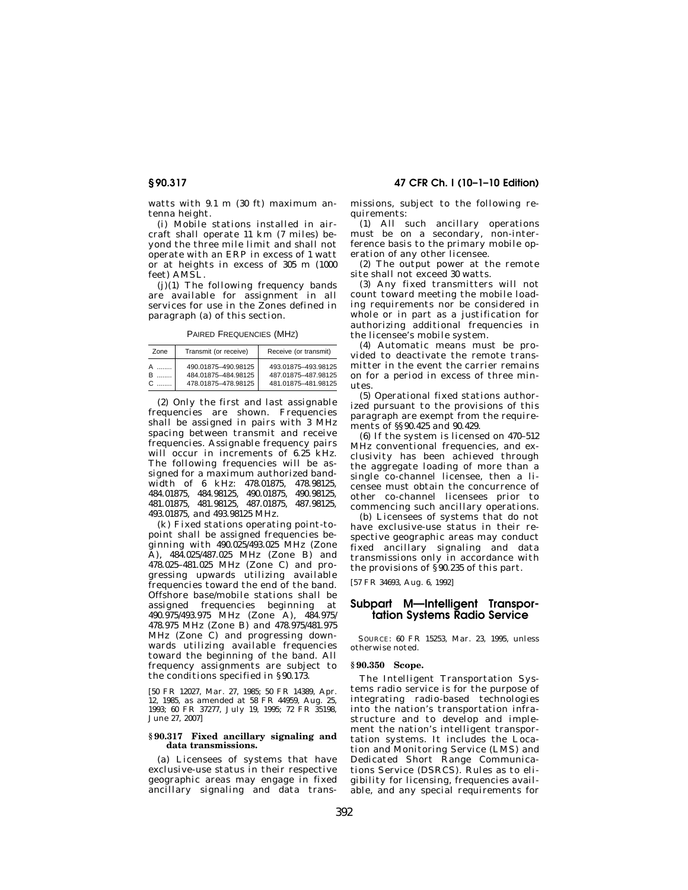watts with 9.1 m (30 ft) maximum antenna height.

(i) Mobile stations installed in aircraft shall operate 11 km (7 miles) beyond the three mile limit and shall not operate with an ERP in excess of 1 watt or at heights in excess of 305 m (1000 feet) AMSL.

(j)(1) The following frequency bands are available for assignment in all services for use in the Zones defined in paragraph (a) of this section.

PAIRED FREQUENCIES (MHZ)

| Zone | Transmit (or receive) | Receive (or transmit) |
|---|---|---|
| A ........ | 490.01875–490.98125 | 493.01875–493.98125 |
| B ........ | 484.01875–484.98125 | 487.01875–487.98125 |
| C ........ | 478.01875–478.98125 | 481.01875–481.98125 |

(2) Only the first and last assignable frequencies are shown. Frequencies shall be assigned in pairs with 3 MHz spacing between transmit and receive frequencies. Assignable frequency pairs will occur in increments of 6.25 kHz. The following frequencies will be assigned for a maximum authorized bandwidth of 6 kHz: 478.01875, 478.98125, 484.01875, 484.98125, 490.01875, 490.98125, 481.01875, 481.98125, 487.01875, 487.98125, 493.01875, and 493.98125 MHz.

(k) Fixed stations operating point-to-point shall be assigned frequencies beginning with 490.025/493.025 MHz (Zone A), 484.025/487.025 MHz (Zone B) and 478.025–481.025 MHz (Zone C) and progressing upwards utilizing available frequencies toward the end of the band. Offshore base/mobile stations shall be assigned frequencies beginning at 490.975/493.975 MHz (Zone A), 484.975/478.975 MHz (Zone B) and 478.975/481.975 MHz (Zone C) and progressing downwards utilizing available frequencies toward the beginning of the band. All frequency assignments are subject to the conditions specified in §90.173.

[50 FR 12027, Mar. 27, 1985; 50 FR 14389, Apr. 12, 1985, as amended at 58 FR 44959, Aug. 25, 1993; 60 FR 37277, July 19, 1995; 72 FR 35198, June 27, 2007]

### §90.317 Fixed ancillary signaling and data transmissions.

(a) Licensees of systems that have exclusive-use status in their respective geographic areas may engage in fixed ancillary signaling and data transmissions, subject to the following requirements:

(1) All such ancillary operations must be on a secondary, non-interference basis to the primary mobile operation of any other licensee.

(2) The output power at the remote site shall not exceed 30 watts.

(3) Any fixed transmitters will not count toward meeting the mobile loading requirements nor be considered in whole or in part as a justification for authorizing additional frequencies in the licensee's mobile system.

(4) Automatic means must be provided to deactivate the remote transmitter in the event the carrier remains on for a period in excess of three minutes.

(5) Operational fixed stations authorized pursuant to the provisions of this paragraph are exempt from the requirements of §§90.425 and 90.429.

(6) If the system is licensed on 470–512 MHz conventional frequencies, and exclusivity has been achieved through the aggregate loading of more than a single co-channel licensee, then a licensee must obtain the concurrence of other co-channel licensees prior to commencing such ancillary operations.

(b) Licensees of systems that do not have exclusive-use status in their respective geographic areas may conduct fixed ancillary signaling and data transmissions only in accordance with the provisions of §90.235 of this part.

[57 FR 34693, Aug. 6, 1992]

## Subpart M—Intelligent Transportation Systems Radio Service

SOURCE: 60 FR 15253, Mar. 23, 1995, unless otherwise noted.

### §90.350 Scope.

The Intelligent Transportation Systems radio service is for the purpose of integrating radio-based technologies into the nation's transportation infrastructure and to develop and implement the nation's intelligent transportation systems. It includes the Location and Monitoring Service (LMS) and Dedicated Short Range Communications Service (DSRCS). Rules as to eligibility for licensing, frequencies available, and any special requirements for